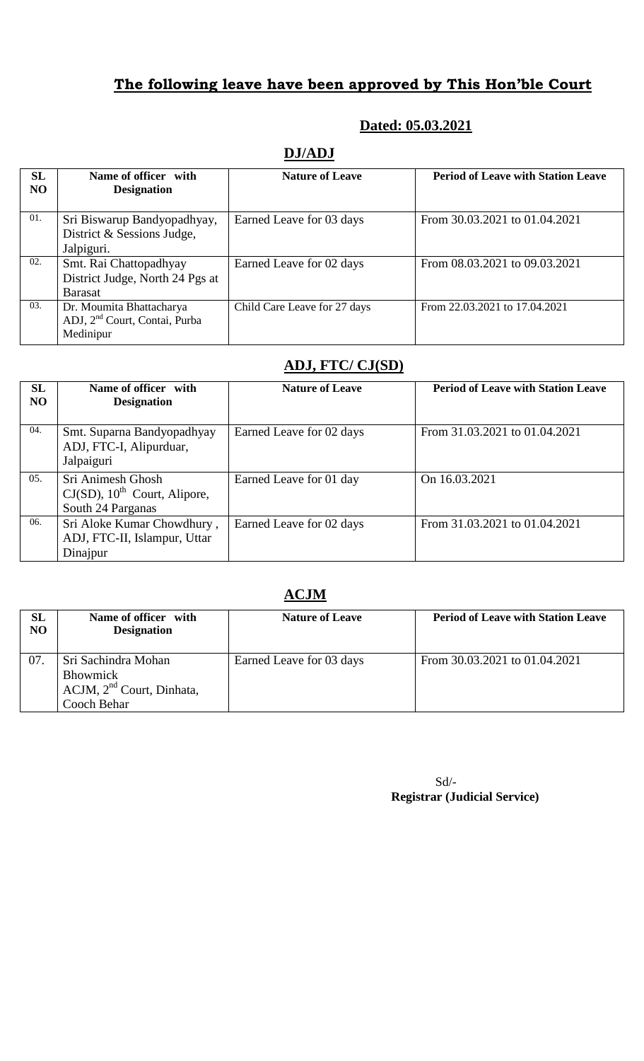# The following leave have been approved by This Hon'ble Court

**Dated: 05.03.2021**

## DJ/ADJ

| SL NO | Name of officer with Designation | Nature of Leave | Period of Leave with Station Leave |
|---|---|---|---|
| 01. | Sri Biswarup Bandyopadhyay, District & Sessions Judge, Jalpiguri. | Earned Leave for 03 days | From 30.03.2021 to 01.04.2021 |
| 02. | Smt. Rai Chattopadhyay District Judge, North 24 Pgs at Barasat | Earned Leave for 02 days | From 08.03.2021 to 09.03.2021 |
| 03. | Dr. Moumita Bhattacharya ADJ, 2nd Court, Contai, Purba Medinipur | Child Care Leave for 27 days | From 22.03.2021 to 17.04.2021 |

## ADJ, FTC/ CJ(SD)

| SL NO | Name of officer with Designation | Nature of Leave | Period of Leave with Station Leave |
|---|---|---|---|
| 04. | Smt. Suparna Bandyopadhyay ADJ, FTC-I, Alipurduar, Jalpaiguri | Earned Leave for 02 days | From 31.03.2021 to 01.04.2021 |
| 05. | Sri Animesh Ghosh CJ(SD), 10th Court, Alipore, South 24 Parganas | Earned Leave for 01 day | On 16.03.2021 |
| 06. | Sri Aloke Kumar Chowdhury , ADJ, FTC-II, Islampur, Uttar Dinajpur | Earned Leave for 02 days | From 31.03.2021 to 01.04.2021 |

## ACJM

| SL NO | Name of officer with Designation | Nature of Leave | Period of Leave with Station Leave |
|---|---|---|---|
| 07. | Sri Sachindra Mohan Bhowmick ACJM, 2nd Court, Dinhata, Cooch Behar | Earned Leave for 03 days | From 30.03.2021 to 01.04.2021 |

Sd/-
**Registrar (Judicial Service)**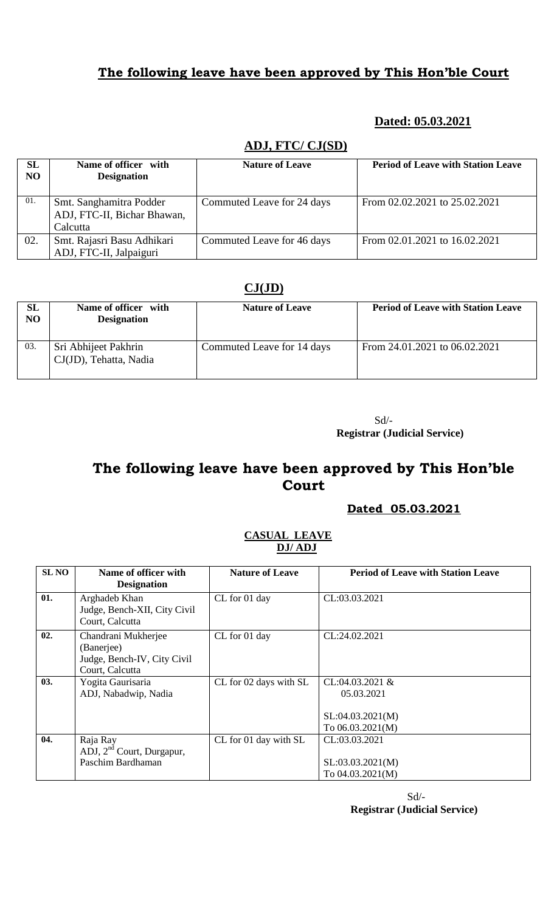## The following leave have been approved by This Hon'ble Court

**Dated: 05.03.2021**

### ADJ, FTC/ CJ(SD)

| SL NO | Name of officer with Designation | Nature of Leave | Period of Leave with Station Leave |
|---|---|---|---|
| 01. | Smt. Sanghamitra Podder ADJ, FTC-II, Bichar Bhawan, Calcutta | Commuted Leave for 24 days | From 02.02.2021 to 25.02.2021 |
| 02. | Smt. Rajasri Basu Adhikari ADJ, FTC-II, Jalpaiguri | Commuted Leave for 46 days | From 02.01.2021 to 16.02.2021 |

### CJ(JD)

| SL NO | Name of officer with Designation | Nature of Leave | Period of Leave with Station Leave |
|---|---|---|---|
| 03. | Sri Abhijeet Pakhrin CJ(JD), Tehatta, Nadia | Commuted Leave for 14 days | From 24.01.2021 to 06.02.2021 |

Sd/-
**Registrar (Judicial Service)**

# The following leave have been approved by This Hon'ble Court

**Dated 05.03.2021**

### CASUAL LEAVE
### DJ/ ADJ

| SL NO | Name of officer with Designation | Nature of Leave | Period of Leave with Station Leave |
|---|---|---|---|
| 01. | Arghadeb Khan Judge, Bench-XII, City Civil Court, Calcutta | CL for 01 day | CL:03.03.2021 |
| 02. | Chandrani Mukherjee (Banerjee) Judge, Bench-IV, City Civil Court, Calcutta | CL for 01 day | CL:24.02.2021 |
| 03. | Yogita Gaurisaria ADJ, Nabadwip, Nadia | CL for 02 days with SL | CL:04.03.2021 & 05.03.2021<br>SL:04.03.2021(M) To 06.03.2021(M) |
| 04. | Raja Ray ADJ, 2nd Court, Durgapur, Paschim Bardhaman | CL for 01 day with SL | CL:03.03.2021<br>SL:03.03.2021(M) To 04.03.2021(M) |

Sd/-
**Registrar (Judicial Service)**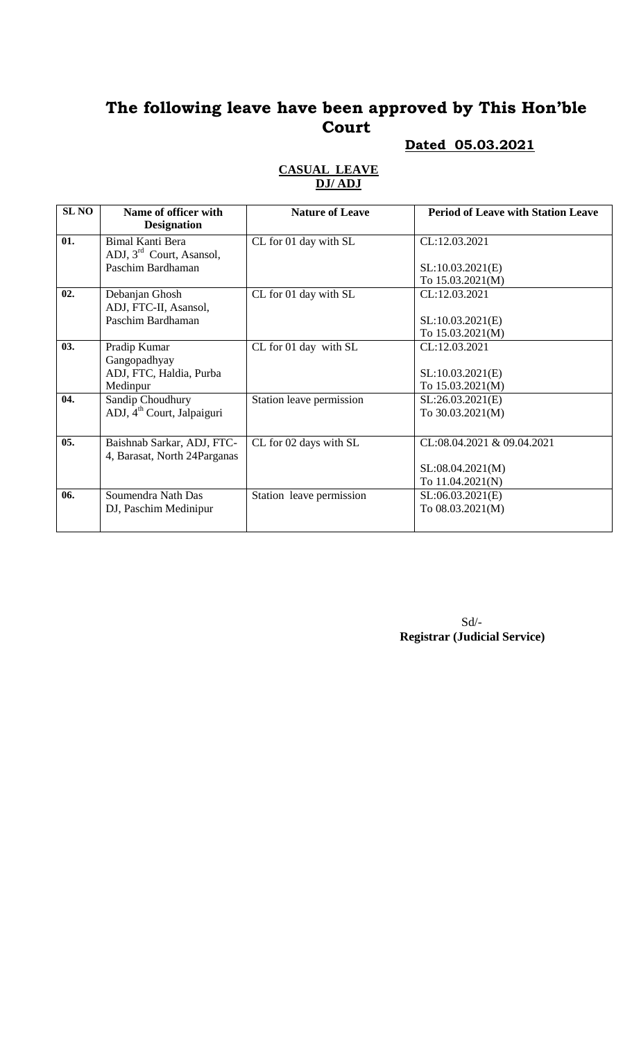# The following leave have been approved by This Hon'ble Court

**Dated 05.03.2021**

**CASUAL LEAVE**
**DJ/ ADJ**

| SL NO | Name of officer with Designation | Nature of Leave | Period of Leave with Station Leave |
|---|---|---|---|
| 01. | Bimal Kanti Bera ADJ, 3rd Court, Asansol, Paschim Bardhaman | CL for 01 day with SL | CL:12.03.2021<br><br>SL:10.03.2021(E) To 15.03.2021(M) |
| 02. | Debanjan Ghosh ADJ, FTC-II, Asansol, Paschim Bardhaman | CL for 01 day with SL | CL:12.03.2021<br><br>SL:10.03.2021(E) To 15.03.2021(M) |
| 03. | Pradip Kumar Gangopadhyay ADJ, FTC, Haldia, Purba Medinpur | CL for 01 day with SL | CL:12.03.2021<br><br>SL:10.03.2021(E) To 15.03.2021(M) |
| 04. | Sandip Choudhury ADJ, 4th Court, Jalpaiguri | Station leave permission | SL:26.03.2021(E) To 30.03.2021(M) |
| 05. | Baishnab Sarkar, ADJ, FTC-4, Barasat, North 24Parganas | CL for 02 days with SL | CL:08.04.2021 & 09.04.2021<br><br>SL:08.04.2021(M) To 11.04.2021(N) |
| 06. | Soumendra Nath Das DJ, Paschim Medinipur | Station leave permission | SL:06.03.2021(E) To 08.03.2021(M) |

Sd/-
**Registrar (Judicial Service)**